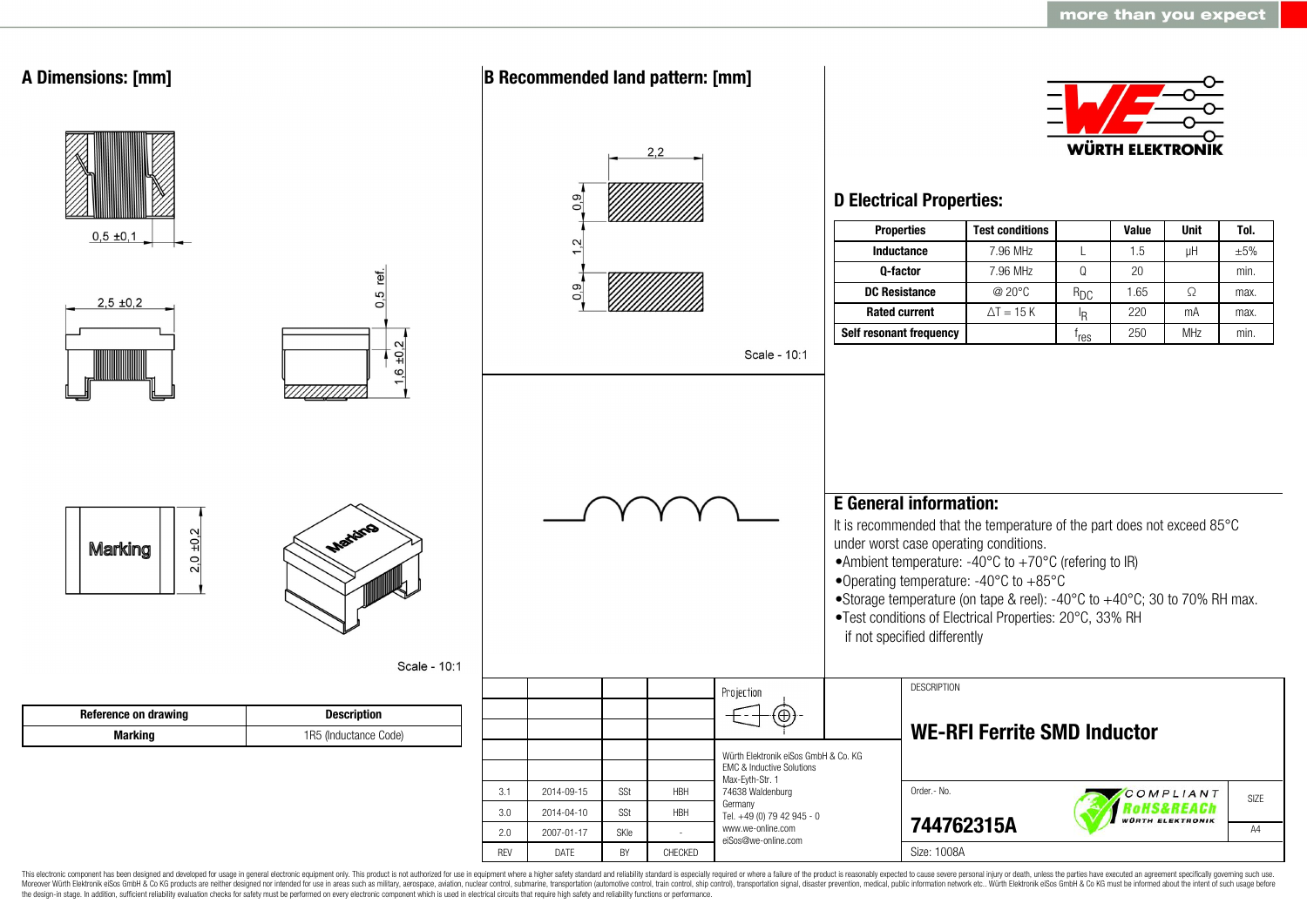more than you expect

## A Dimensions: [mm]

0,5 ±0,1

2,5 ±0,2

0,5 ref.

1,6 ±0,2

Marking

2,0 ±0,2

Scale - 10:1

| Reference on drawing | Description |
|---|---|
| Marking | 1R5 (Inductance Code) |

## B Recommended land pattern: [mm]

2,2

0,9

1,2

0,9

Scale - 10:1

WÜRTH ELEKTRONIK

## D Electrical Properties:

| Properties | Test conditions | | Value | Unit | Tol. |
|---|---|---|---|---|---|
| Inductance | 7.96 MHz | L | 1.5 | µH | ±5% |
| Q-factor | 7.96 MHz | Q | 20 | | min. |
| DC Resistance | @ 20°C | $R_{DC}$ | 1.65 | Ω | max. |
| Rated current | ΔT = 15 K | $I_R$ | 220 | mA | max. |
| Self resonant frequency | | $f_{res}$ | 250 | MHz | min. |

## E General information:

It is recommended that the temperature of the part does not exceed 85°C under worst case operating conditions.

- Ambient temperature: -40°C to +70°C (refering to IR)
- Operating temperature: -40°C to +85°C
- Storage temperature (on tape & reel): -40°C to +40°C; 30 to 70% RH max.
- Test conditions of Electrical Properties: 20°C, 33% RH if not specified differently

| REV | DATE | BY | CHECKED |
|---|---|---|---|
| 3.1 | 2014-09-15 | SSt | HBH |
| 3.0 | 2014-04-10 | SSt | HBH |
| 2.0 | 2007-01-17 | SKle | - |

Projection

Würth Elektronik eiSos GmbH & Co. KG
EMC & Inductive Solutions
Max-Eyth-Str. 1
74638 Waldenburg
Germany
Tel. +49 (0) 79 42 945 - 0
www.we-online.com
eiSos@we-online.com

DESCRIPTION

**WE-RFI Ferrite SMD Inductor**

Order.- No.

**744762315A**

COMPLIANT RoHS&REACh WÜRTH ELEKTRONIK

SIZE A4

Size: 1008A

This electronic component has been designed and developed for usage in general electronic equipment only. This product is not authorized for use in equipment where a higher safety standard and reliability standard is especially required or where a failure of the product is reasonably expected to cause severe personal injury or death, unless the parties have executed an agreement specifically governing such use. Moreover Würth Elektronik eiSos GmbH & Co KG products are neither designed nor intended for use in areas such as military, aerospace, aviation, nuclear control, submarine, transportation (automotive control, train control, ship control), transportation signal, disaster prevention, medical, public information network etc.. Würth Elektronik eiSos GmbH & Co KG must be informed about the intent of such usage before the design-in stage. In addition, sufficient reliability evaluation checks for safety must be performed on every electronic component which is used in electrical circuits that require high safety and reliability functions or performance.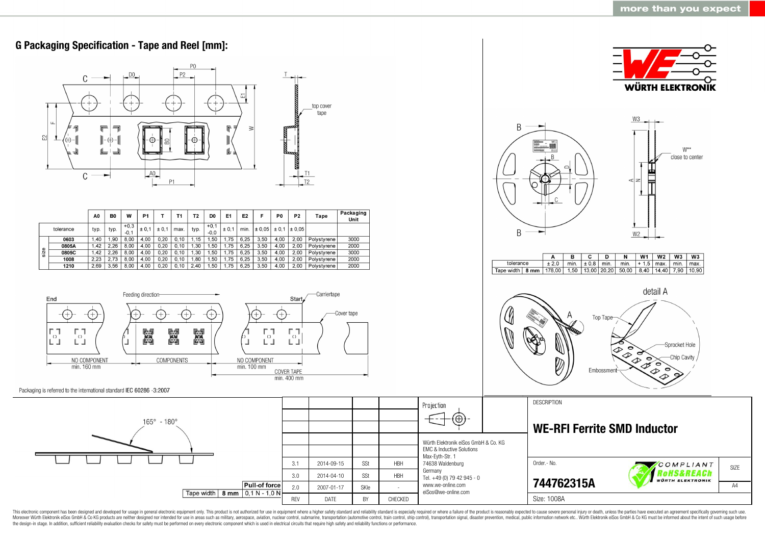## G Packaging Specification - Tape and Reel [mm]:

| | | A0 | B0 | W | P1 | T | T1 | T2 | D0 | E1 | E2 | F | P0 | P2 | Tape | Packaging Unit |
|---|---|---|---|---|---|---|---|---|---|---|---|---|---|---|---|---|
| tolerance | | typ. | typ. | +0,3 -0,1 | ± 0,1 | ± 0,1 | max. | typ. | +0,1 -0,0 | ± 0,1 | min. | ± 0,05 | ± 0,1 | ± 0,05 | | |
| size | 0603 | 1,40 | 1,90 | 8,00 | 4,00 | 0,20 | 0,10 | 1,15 | 1,50 | 1,75 | 6,25 | 3,50 | 4,00 | 2,00 | Polystyrene | 3000 |
| | 0805A | 1,42 | 2,26 | 8,00 | 4,00 | 0,20 | 0,10 | 1,30 | 1,50 | 1,75 | 6,25 | 3,50 | 4,00 | 2,00 | Polystyrene | 2000 |
| | 0805C | 1,42 | 2,26 | 8,00 | 4,00 | 0,20 | 0,10 | 1,30 | 1,50 | 1,75 | 6,25 | 3,50 | 4,00 | 2,00 | Polystyrene | 3000 |
| | 1008 | 2,23 | 2,73 | 8,00 | 4,00 | 0,20 | 0,10 | 1,80 | 1,50 | 1,75 | 6,25 | 3,50 | 4,00 | 2,00 | Polystyrene | 2000 |
| | 1210 | 2,69 | 3,56 | 8,00 | 4,00 | 0,20 | 0,10 | 2,40 | 1,50 | 1,75 | 6,25 | 3,50 | 4,00 | 2,00 | Polystyrene | 2000 |

End — Feeding direction — Start — Carriertape — Cover tape

NO COMPONENT min. 160 mm — COMPONENTS — NO COMPONENT min. 100 mm — COVER TAPE min. 400 mm

Packaging is referred to the international standard IEC 60286 -3:2007

| | | A | B | C | D | N | W1 | W2 | W3 | W3 |
|---|---|---|---|---|---|---|---|---|---|---|
| tolerance | | ± 2,0 | min. | ± 0,8 | min. | min. | + 1,5 | max. | min. | max. |
| Tape width | 8 mm | 178,00 | 1,50 | 13,00 | 20,20 | 50,00 | 8,40 | 14,40 | 7,90 | 10,90 |

W** close to center

detail A: Top Tape, Sprocket Hole, Chip Cavity, Embossment

165° - 180°

| Tape width | 8 mm | Pull-of force 0,1 N - 1,0 N |
|---|---|---|

| REV | DATE | BY | CHECKED |
|---|---|---|---|
| 3.1 | 2014-09-15 | SSt | HBH |
| 3.0 | 2014-04-10 | SSt | HBH |
| 2.0 | 2007-01-17 | SKle | - |

Projection

Würth Elektronik eiSos GmbH & Co. KG
EMC & Inductive Solutions
Max-Eyth-Str. 1
74638 Waldenburg
Germany
Tel. +49 (0) 79 42 945 - 0
www.we-online.com
eiSos@we-online.com

DESCRIPTION

**WE-RFI Ferrite SMD Inductor**

Order.- No.

**744762315A**

Size: 1008A

SIZE A4

This electronic component has been designed and developed for usage in general electronic equipment only. This product is not authorized for use in equipment where a higher safety standard and reliability standard is especially required or where a failure of the product is reasonably expected to cause severe personal injury or death, unless the parties have executed an agreement specifically governing such use. Moreover Würth Elektronik eiSos GmbH & Co KG products are neither designed nor intended for use in areas such as military, aerospace, aviation, nuclear control, submarine, transportation (automotive control, train control, ship control), transportation signal, disaster prevention, medical, public information network etc.. Würth Elektronik eiSos GmbH & Co KG must be informed about the intent of such usage before the design-in stage. In addition, sufficient reliability evaluation checks for safety must be performed on every electronic component which is used in electrical circuits that require high safety and reliability functions or performance.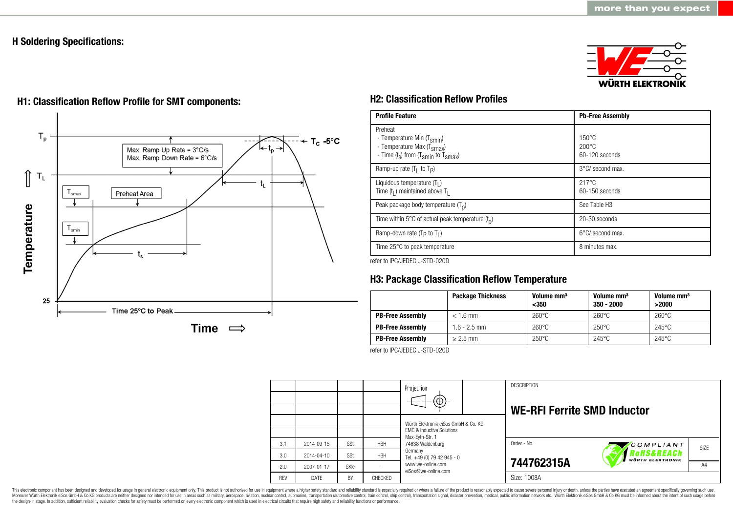# H Soldering Specifications:

## H1: Classification Reflow Profile for SMT components:

$T_p$

$T_C$ -5°C

$t_p$

Max. Ramp Up Rate = 3°C/s
Max. Ramp Down Rate = 6°C/s

$T_L$

$t_L$

$T_{smax}$

Preheat Area

$T_{smin}$

$t_s$

Temperature

25

Time 25°C to Peak

Time

## H2: Classification Reflow Profiles

| Profile Feature | Pb-Free Assembly |
|---|---|
| Preheat<br>- Temperature Min ($T_{smin}$)<br>- Temperature Max ($T_{smax}$)<br>- Time ($t_s$) from ($T_{smin}$ to $T_{smax}$) | <br>150°C<br>200°C<br>60-120 seconds |
| Ramp-up rate ($T_L$ to $T_P$) | 3°C/ second max. |
| Liquidous temperature ($T_L$)<br>Time ($t_L$) maintained above $T_L$ | 217°C<br>60-150 seconds |
| Peak package body temperature ($T_p$) | See Table H3 |
| Time within 5°C of actual peak temperature ($t_p$) | 20-30 seconds |
| Ramp-down rate ($T_P$ to $T_L$) | 6°C/ second max. |
| Time 25°C to peak temperature | 8 minutes max. |

refer to IPC/JEDEC J-STD-020D

## H3: Package Classification Reflow Temperature

| | Package Thickness | Volume mm³ <350 | Volume mm³ 350 - 2000 | Volume mm³ >2000 |
|---|---|---|---|---|
| **PB-Free Assembly** | < 1.6 mm | 260°C | 260°C | 260°C |
| **PB-Free Assembly** | 1.6 - 2.5 mm | 260°C | 250°C | 245°C |
| **PB-Free Assembly** | ≥ 2.5 mm | 250°C | 245°C | 245°C |

refer to IPC/JEDEC J-STD-020D

| REV | DATE | BY | CHECKED |
|---|---|---|---|
| 3.1 | 2014-09-15 | SSt | HBH |
| 3.0 | 2014-04-10 | SSt | HBH |
| 2.0 | 2007-01-17 | SKle | - |

Projection

Würth Elektronik eiSos GmbH & Co. KG
EMC & Inductive Solutions
Max-Eyth-Str. 1
74638 Waldenburg
Germany
Tel. +49 (0) 79 42 945 - 0
www.we-online.com
eiSos@we-online.com

DESCRIPTION

**WE-RFI Ferrite SMD Inductor**

Order.- No.

**744762315A**

COMPLIANT RoHS&REACh WÜRTH ELEKTRONIK

SIZE A4

Size: 1008A

This electronic component has been designed and developed for usage in general electronic equipment only. This product is not authorized for use in equipment where a higher safety standard and reliability standard is especially required or where a failure of the product is reasonably expected to cause severe personal injury or death, unless the parties have executed an agreement specifically governing such use. Moreover Würth Elektronik eiSos GmbH & Co KG products are neither designed nor intended for use in areas such as military, aerospace, aviation, nuclear control, submarine, transportation (automotive control, train control, ship control), transportation signal, disaster prevention, medical, public information network etc.. Würth Elektronik eiSos GmbH & Co KG must be informed about the intent of such usage before the design-in stage. In addition, sufficient reliability evaluation checks for safety must be performed on every electronic component which is used in electrical circuits that require high safety and reliability functions or performance.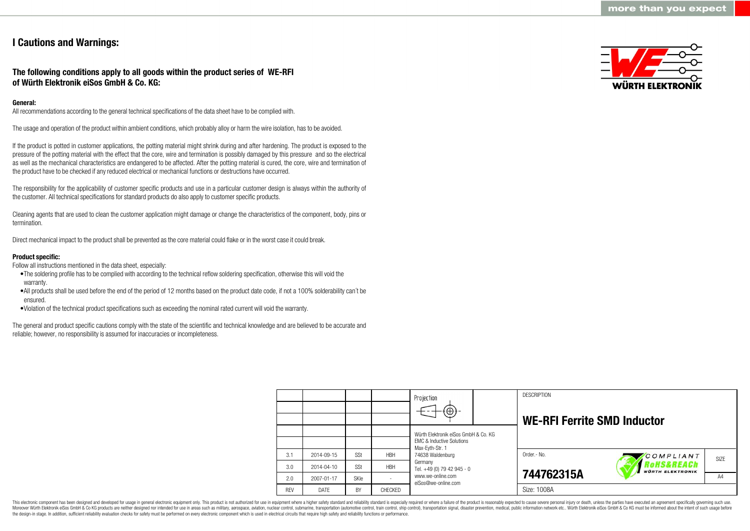# I Cautions and Warnings:

## The following conditions apply to all goods within the product series of WE-RFI of Würth Elektronik eiSos GmbH & Co. KG:

**General:**

All recommendations according to the general technical specifications of the data sheet have to be complied with.

The usage and operation of the product within ambient conditions, which probably alloy or harm the wire isolation, has to be avoided.

If the product is potted in customer applications, the potting material might shrink during and after hardening. The product is exposed to the pressure of the potting material with the effect that the core, wire and termination is possibly damaged by this pressure and so the electrical as well as the mechanical characteristics are endangered to be affected. After the potting material is cured, the core, wire and termination of the product have to be checked if any reduced electrical or mechanical functions or destructions have occurred.

The responsibility for the applicability of customer specific products and use in a particular customer design is always within the authority of the customer. All technical specifications for standard products do also apply to customer specific products.

Cleaning agents that are used to clean the customer application might damage or change the characteristics of the component, body, pins or termination.

Direct mechanical impact to the product shall be prevented as the core material could flake or in the worst case it could break.

**Product specific:**

Follow all instructions mentioned in the data sheet, especially:

- The soldering profile has to be complied with according to the technical reflow soldering specification, otherwise this will void the warranty.
- All products shall be used before the end of the period of 12 months based on the product date code, if not a 100% solderability can´t be ensured.
- Violation of the technical product specifications such as exceeding the nominal rated current will void the warranty.

The general and product specific cautions comply with the state of the scientific and technical knowledge and are believed to be accurate and reliable; however, no responsibility is assumed for inaccuracies or incompleteness.

| REV | DATE | BY | CHECKED |
|---|---|---|---|
| 3.1 | 2014-09-15 | SSt | HBH |
| 3.0 | 2014-04-10 | SSt | HBH |
| 2.0 | 2007-01-17 | SKle | - |

Projection

Würth Elektronik eiSos GmbH & Co. KG
EMC & Inductive Solutions
Max-Eyth-Str. 1
74638 Waldenburg
Germany
Tel. +49 (0) 79 42 945 - 0
www.we-online.com
eiSos@we-online.com

DESCRIPTION

**WE-RFI Ferrite SMD Inductor**

Order.- No.

**744762315A**

SIZE: A4

Size: 1008A

This electronic component has been designed and developed for usage in general electronic equipment only. This product is not authorized for use in equipment where a higher safety standard and reliability standard is especially required or where a failure of the product is reasonably expected to cause severe personal injury or death, unless the parties have executed an agreement specifically governing such use. Moreover Würth Elektronik eiSos GmbH & Co KG products are neither designed nor intended for use in areas such as military, aerospace, aviation, nuclear control, submarine, transportation (automotive control, train control, ship control), transportation signal, disaster prevention, medical, public information network etc.. Würth Elektronik eiSos GmbH & Co KG must be informed about the intent of such usage before the design-in stage. In addition, sufficient reliability evaluation checks for safety must be performed on every electronic component which is used in electrical circuits that require high safety and reliability functions or performance.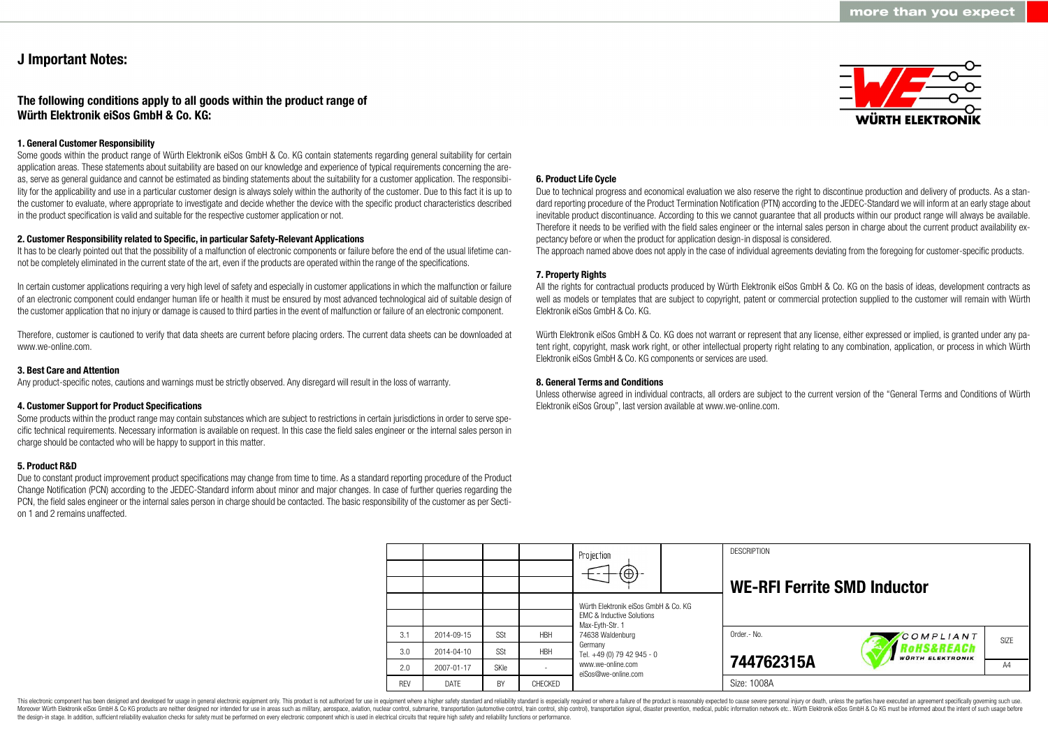## J Important Notes:

### The following conditions apply to all goods within the product range of Würth Elektronik eiSos GmbH & Co. KG:

**1. General Customer Responsibility**

Some goods within the product range of Würth Elektronik eiSos GmbH & Co. KG contain statements regarding general suitability for certain application areas. These statements about suitability are based on our knowledge and experience of typical requirements concerning the areas, serve as general guidance and cannot be estimated as binding statements about the suitability for a customer application. The responsibility for the applicability and use in a particular customer design is always solely within the authority of the customer. Due to this fact it is up to the customer to evaluate, where appropriate to investigate and decide whether the device with the specific product characteristics described in the product specification is valid and suitable for the respective customer application or not.

**2. Customer Responsibility related to Specific, in particular Safety-Relevant Applications**

It has to be clearly pointed out that the possibility of a malfunction of electronic components or failure before the end of the usual lifetime cannot be completely eliminated in the current state of the art, even if the products are operated within the range of the specifications.

In certain customer applications requiring a very high level of safety and especially in customer applications in which the malfunction or failure of an electronic component could endanger human life or health it must be ensured by most advanced technological aid of suitable design of the customer application that no injury or damage is caused to third parties in the event of malfunction or failure of an electronic component.

Therefore, customer is cautioned to verify that data sheets are current before placing orders. The current data sheets can be downloaded at www.we-online.com.

**3. Best Care and Attention**

Any product-specific notes, cautions and warnings must be strictly observed. Any disregard will result in the loss of warranty.

**4. Customer Support for Product Specifications**

Some products within the product range may contain substances which are subject to restrictions in certain jurisdictions in order to serve specific technical requirements. Necessary information is available on request. In this case the field sales engineer or the internal sales person in charge should be contacted who will be happy to support in this matter.

**5. Product R&D**

Due to constant product improvement product specifications may change from time to time. As a standard reporting procedure of the Product Change Notification (PCN) according to the JEDEC-Standard inform about minor and major changes. In case of further queries regarding the PCN, the field sales engineer or the internal sales person in charge should be contacted. The basic responsibility of the customer as per Section 1 and 2 remains unaffected.

**6. Product Life Cycle**

Due to technical progress and economical evaluation we also reserve the right to discontinue production and delivery of products. As a standard reporting procedure of the Product Termination Notification (PTN) according to the JEDEC-Standard we will inform at an early stage about inevitable product discontinuance. According to this we cannot guarantee that all products within our product range will always be available. Therefore it needs to be verified with the field sales engineer or the internal sales person in charge about the current product availability expectancy before or when the product for application design-in disposal is considered.

The approach named above does not apply in the case of individual agreements deviating from the foregoing for customer-specific products.

**7. Property Rights**

All the rights for contractual products produced by Würth Elektronik eiSos GmbH & Co. KG on the basis of ideas, development contracts as well as models or templates that are subject to copyright, patent or commercial protection supplied to the customer will remain with Würth Elektronik eiSos GmbH & Co. KG.

Würth Elektronik eiSos GmbH & Co. KG does not warrant or represent that any license, either expressed or implied, is granted under any patent right, copyright, mask work right, or other intellectual property right relating to any combination, application, or process in which Würth Elektronik eiSos GmbH & Co. KG components or services are used.

**8. General Terms and Conditions**

Unless otherwise agreed in individual contracts, all orders are subject to the current version of the "General Terms and Conditions of Würth Elektronik eiSos Group", last version available at www.we-online.com.

| | | | | | |
|---|---|---|---|---|---|
| | | | | Projection | DESCRIPTION |
| | | | | | **WE-RFI Ferrite SMD Inductor** |
| | | | | Würth Elektronik eiSos GmbH & Co. KG EMC & Inductive Solutions Max-Eyth-Str. 1 74638 Waldenburg Germany Tel. +49 (0) 79 42 945 - 0 www.we-online.com eiSos@we-online.com | |
| 3.1 | 2014-09-15 | SSt | HBH | | Order.- No. **744762315A** — SIZE A4 |
| 3.0 | 2014-04-10 | SSt | HBH | | |
| 2.0 | 2007-01-17 | SKle | - | | |
| REV | DATE | BY | CHECKED | | Size: 1008A |

This electronic component has been designed and developed for usage in general electronic equipment only. This product is not authorized for use in equipment where a higher safety standard and reliability standard is especially required or where a failure of the product is reasonably expected to cause severe personal injury or death, unless the parties have executed an agreement specifically governing such use. Moreover Würth Elektronik eiSos GmbH & Co KG products are neither designed nor intended for use in areas such as military, aerospace, aviation, nuclear control, submarine, transportation (automotive control, train control, ship control), transportation signal, disaster prevention, medical, public information network etc.. Würth Elektronik eiSos GmbH & Co KG must be informed about the intent of such usage before the design-in stage. In addition, sufficient reliability evaluation checks for safety must be performed on every electronic component which is used in electrical circuits that require high safety and reliability functions or performance.